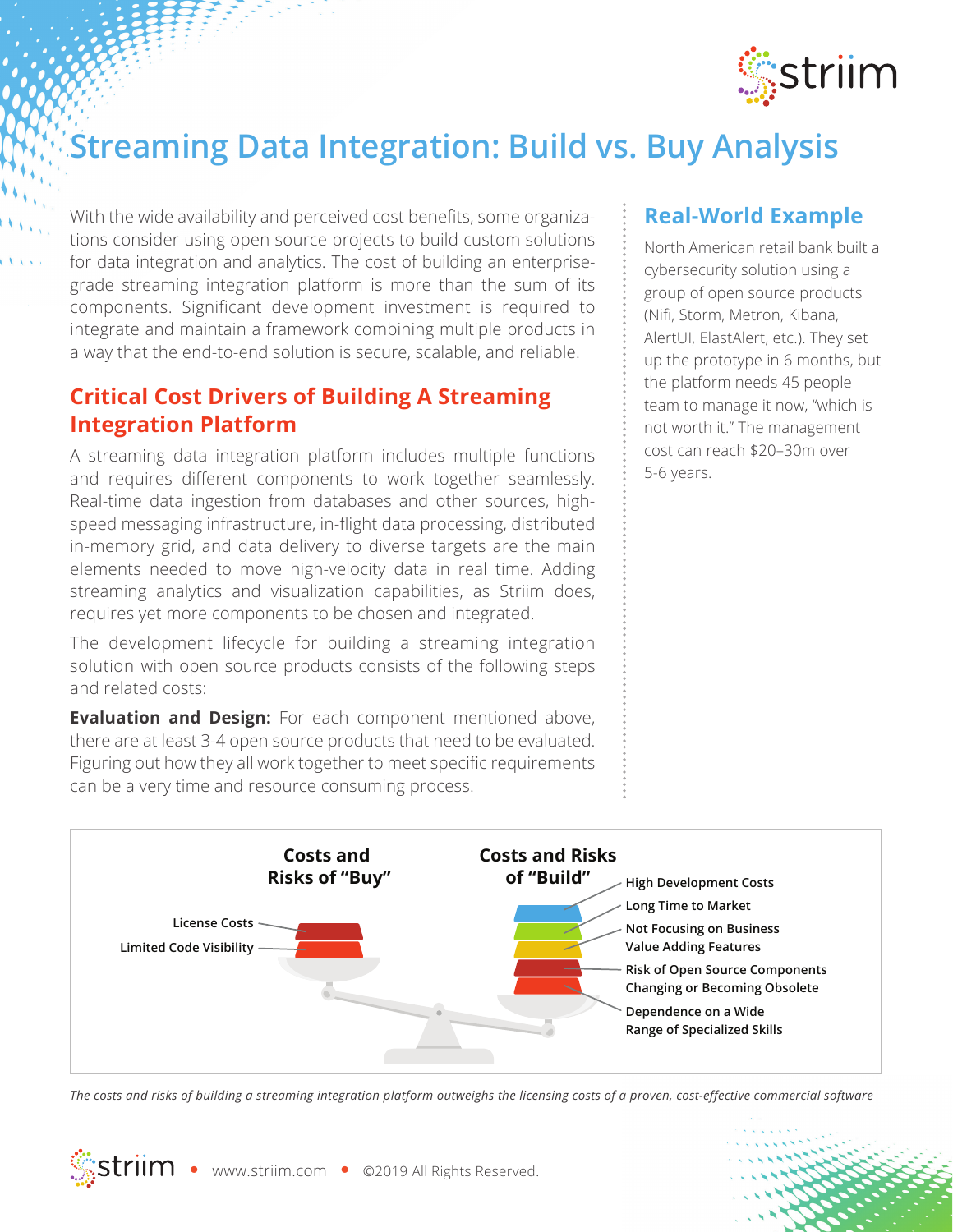# Streaming Data Integration: Build vs. Buy Analysis

With the wide availability and perceived cost benefits, some organizations consider using open source projects to build custom solutions for data integration and analytics. The cost of building an enterprise-grade streaming integration platform is more than the sum of its components. Significant development investment is required to integrate and maintain a framework combining multiple products in a way that the end-to-end solution is secure, scalable, and reliable.

## Critical Cost Drivers of Building A Streaming Integration Platform

A streaming data integration platform includes multiple functions and requires different components to work together seamlessly. Real-time data ingestion from databases and other sources, high-speed messaging infrastructure, in-flight data processing, distributed in-memory grid, and data delivery to diverse targets are the main elements needed to move high-velocity data in real time. Adding streaming analytics and visualization capabilities, as Striim does, requires yet more components to be chosen and integrated.

The development lifecycle for building a streaming integration solution with open source products consists of the following steps and related costs:

**Evaluation and Design:** For each component mentioned above, there are at least 3-4 open source products that need to be evaluated. Figuring out how they all work together to meet specific requirements can be a very time and resource consuming process.

## Real-World Example

North American retail bank built a cybersecurity solution using a group of open source products (Nifi, Storm, Metron, Kibana, AlertUI, ElastAlert, etc.). They set up the prototype in 6 months, but the platform needs 45 people team to manage it now, "which is not worth it." The management cost can reach $20–30m over 5-6 years.

**Costs and Risks of "Buy"**
- License Costs
- Limited Code Visibility

**Costs and Risks of "Build"**
- High Development Costs
- Long Time to Market
- Not Focusing on Business Value Adding Features
- Risk of Open Source Components Changing or Becoming Obsolete
- Dependence on a Wide Range of Specialized Skills

*The costs and risks of building a streaming integration platform outweighs the licensing costs of a proven, cost-effective commercial software*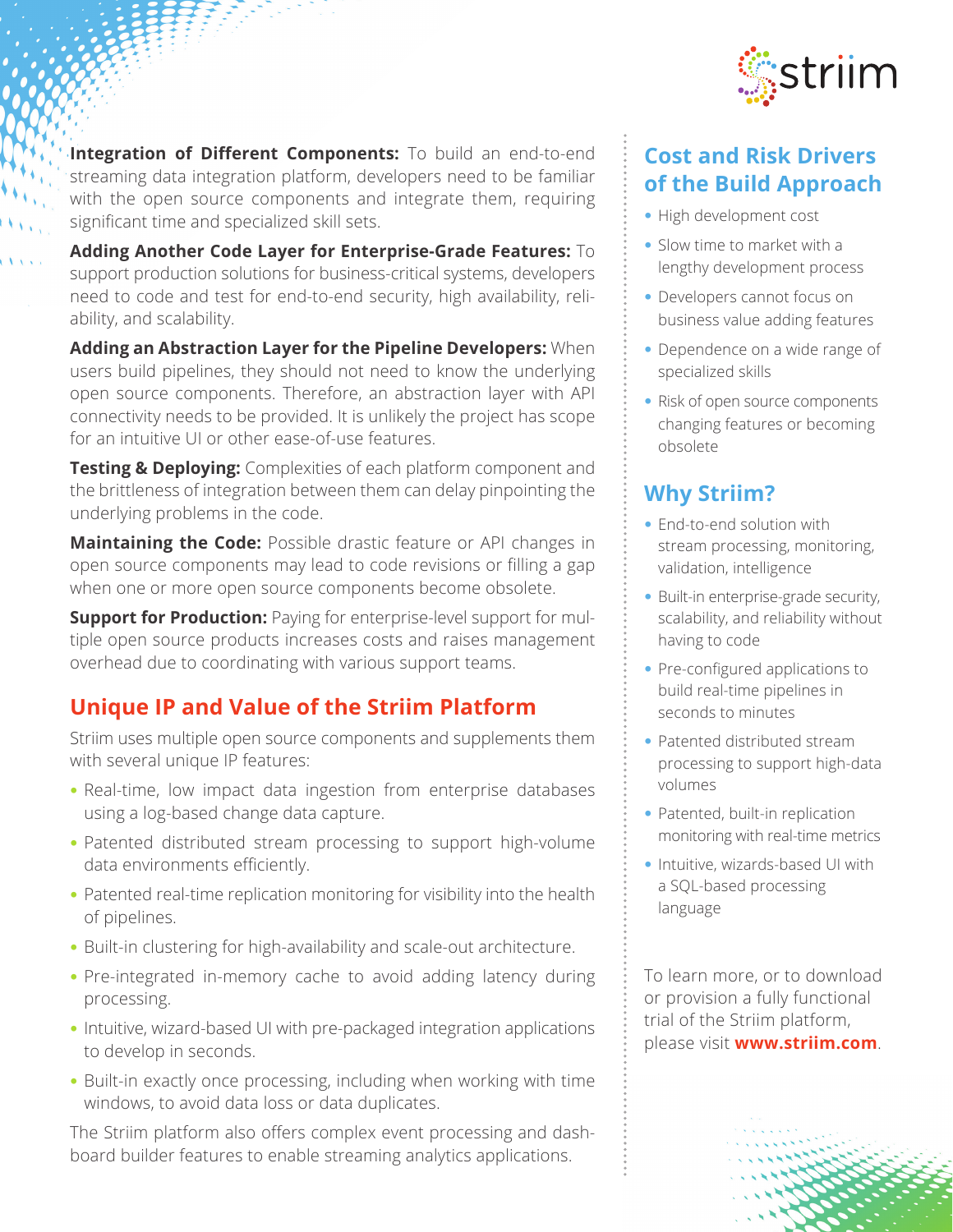**Integration of Different Components:** To build an end-to-end streaming data integration platform, developers need to be familiar with the open source components and integrate them, requiring significant time and specialized skill sets.

**Adding Another Code Layer for Enterprise-Grade Features:** To support production solutions for business-critical systems, developers need to code and test for end-to-end security, high availability, reliability, and scalability.

**Adding an Abstraction Layer for the Pipeline Developers:** When users build pipelines, they should not need to know the underlying open source components. Therefore, an abstraction layer with API connectivity needs to be provided. It is unlikely the project has scope for an intuitive UI or other ease-of-use features.

**Testing & Deploying:** Complexities of each platform component and the brittleness of integration between them can delay pinpointing the underlying problems in the code.

**Maintaining the Code:** Possible drastic feature or API changes in open source components may lead to code revisions or filling a gap when one or more open source components become obsolete.

**Support for Production:** Paying for enterprise-level support for multiple open source products increases costs and raises management overhead due to coordinating with various support teams.

## Unique IP and Value of the Striim Platform

Striim uses multiple open source components and supplements them with several unique IP features:

- Real-time, low impact data ingestion from enterprise databases using a log-based change data capture.
- Patented distributed stream processing to support high-volume data environments efficiently.
- Patented real-time replication monitoring for visibility into the health of pipelines.
- Built-in clustering for high-availability and scale-out architecture.
- Pre-integrated in-memory cache to avoid adding latency during processing.
- Intuitive, wizard-based UI with pre-packaged integration applications to develop in seconds.
- Built-in exactly once processing, including when working with time windows, to avoid data loss or data duplicates.

The Striim platform also offers complex event processing and dashboard builder features to enable streaming analytics applications.

## Cost and Risk Drivers of the Build Approach

- High development cost
- Slow time to market with a lengthy development process
- Developers cannot focus on business value adding features
- Dependence on a wide range of specialized skills
- Risk of open source components changing features or becoming obsolete

## Why Striim?

- End-to-end solution with stream processing, monitoring, validation, intelligence
- Built-in enterprise-grade security, scalability, and reliability without having to code
- Pre-configured applications to build real-time pipelines in seconds to minutes
- Patented distributed stream processing to support high-data volumes
- Patented, built-in replication monitoring with real-time metrics
- Intuitive, wizards-based UI with a SQL-based processing language

To learn more, or to download or provision a fully functional trial of the Striim platform, please visit **www.striim.com**.